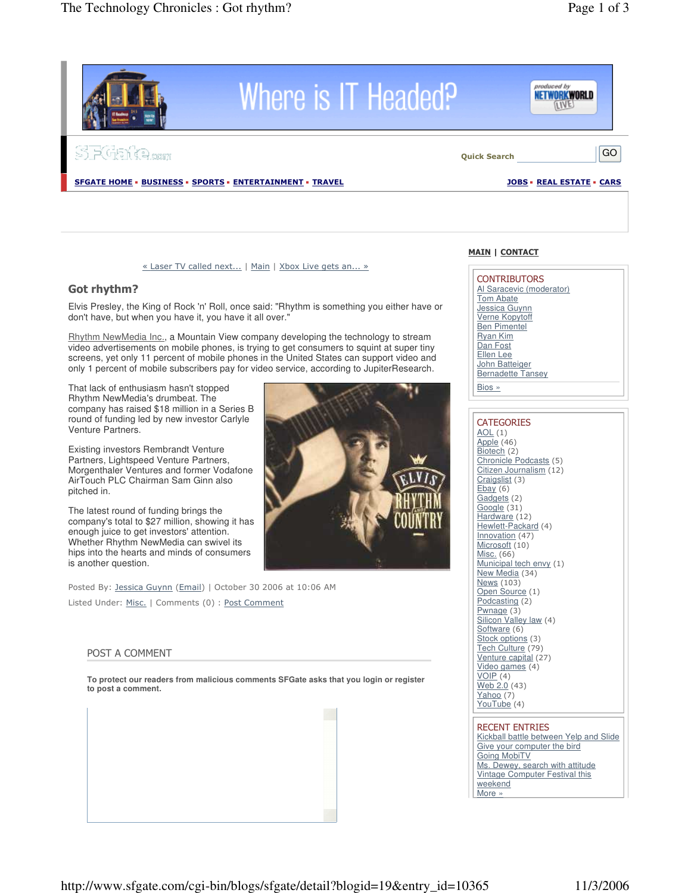Where is IT Headed?

produced by NETWORKWORLD LIVE

SFGate.com

Quick Search GO

SFGATE HOME ▪ BUSINESS ▪ SPORTS ▪ ENTERTAINMENT ▪ TRAVEL JOBS ▪ REAL ESTATE ▪ CARS

« Laser TV called next... | Main | Xbox Live gets an... »

## Got rhythm?

Elvis Presley, the King of Rock 'n' Roll, once said: "Rhythm is something you either have or don't have, but when you have it, you have it all over."

Rhythm NewMedia Inc., a Mountain View company developing the technology to stream video advertisements on mobile phones, is trying to get consumers to squint at super tiny screens, yet only 11 percent of mobile phones in the United States can support video and only 1 percent of mobile subscribers pay for video service, according to JupiterResearch.

That lack of enthusiasm hasn't stopped Rhythm NewMedia's drumbeat. The company has raised $18 million in a Series B round of funding led by new investor Carlyle Venture Partners.

Existing investors Rembrandt Venture Partners, Lightspeed Venture Partners, Morgenthaler Ventures and former Vodafone AirTouch PLC Chairman Sam Ginn also pitched in.

The latest round of funding brings the company's total to $27 million, showing it has enough juice to get investors' attention. Whether Rhythm NewMedia can swivel its hips into the hearts and minds of consumers is another question.

Posted By: Jessica Guynn (Email) | October 30 2006 at 10:06 AM

Listed Under: Misc. | Comments (0) : Post Comment

### POST A COMMENT

**To protect our readers from malicious comments SFGate asks that you login or register to post a comment.**

MAIN | CONTACT

### CONTRIBUTORS

- Al Saracevic (moderator)
- Tom Abate
- Jessica Guynn
- Verne Kopytoff
- Ben Pimentel
- Ryan Kim
- Dan Fost
- Ellen Lee
- John Batteiger
- Bernadette Tansey

Bios »

### CATEGORIES

- AOL (1)
- Apple (46)
- Biotech (2)
- Chronicle Podcasts (5)
- Citizen Journalism (12)
- Craigslist (3)
- Ebay (6)
- Gadgets (2)
- Google (31)
- Hardware (12)
- Hewlett-Packard (4)
- Innovation (47)
- Microsoft (10)
- Misc. (66)
- Municipal tech envy (1)
- New Media (34)
- News (103)
- Open Source (1)
- Podcasting (2)
- Pwnage (3)
- Silicon Valley law (4)
- Software (6)
- Stock options (3)
- Tech Culture (79)
- Venture capital (27)
- Video games (4)
- VOIP (4)
- Web 2.0 (43)
- Yahoo (7)
- YouTube (4)

### RECENT ENTRIES

- Kickball battle between Yelp and Slide
- Give your computer the bird
- Going MobiTV
- Ms. Dewey, search with attitude
- Vintage Computer Festival this weekend

More »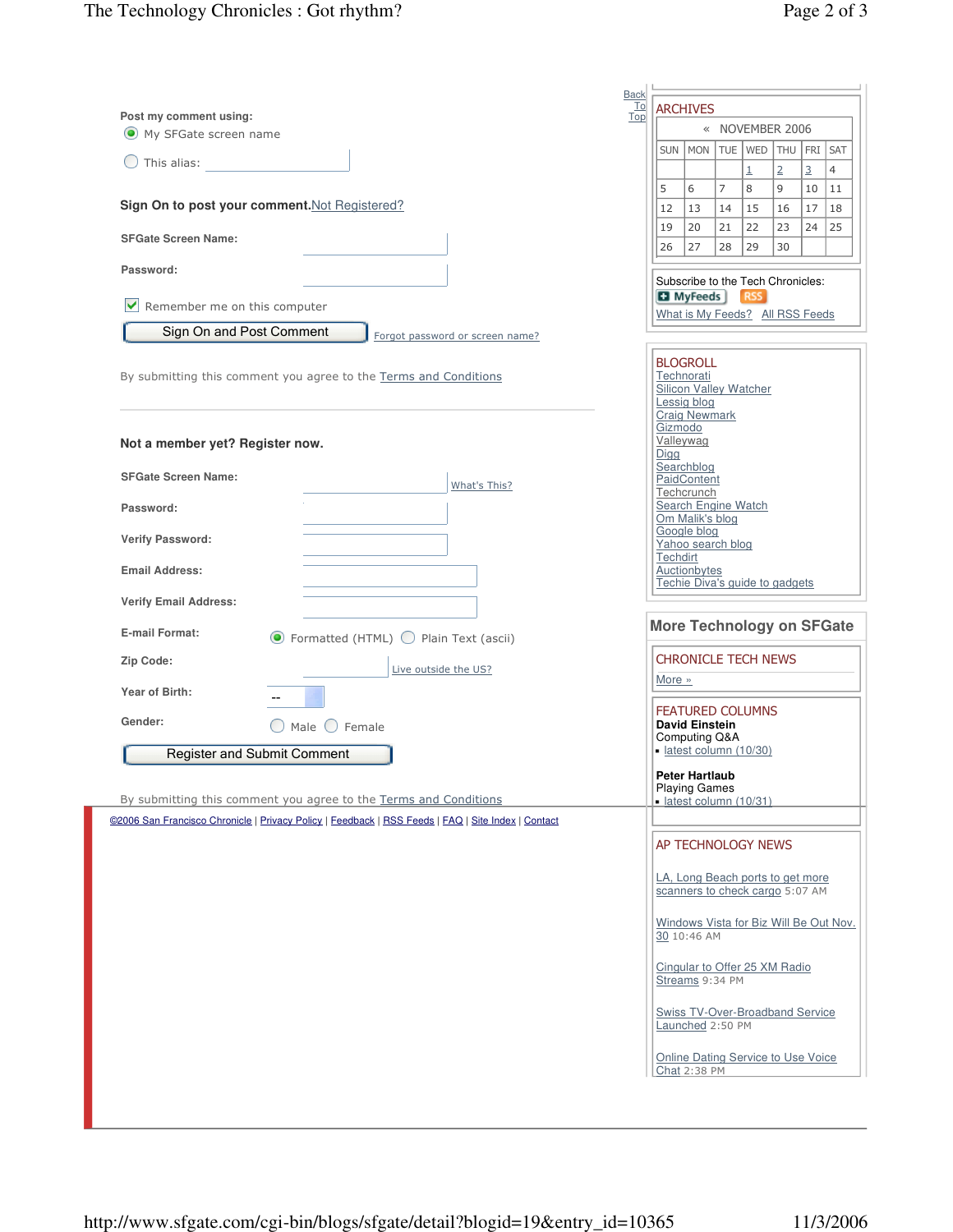Post my comment using:

- (•) My SFGate screen name
- ( ) This alias:

**Sign On to post your comment.** Not Registered?

**SFGate Screen Name:**

**Password:**

[x] Remember me on this computer

Sign On and Post Comment | Forgot password or screen name?

By submitting this comment you agree to the Terms and Conditions

---

**Not a member yet? Register now.**

**SFGate Screen Name:** What's This?

**Password:**

**Verify Password:**

**Email Address:**

**Verify Email Address:**

**E-mail Format:** (•) Formatted (HTML) ( ) Plain Text (ascii)

**Zip Code:** Live outside the US?

**Year of Birth:** --

**Gender:** ( ) Male ( ) Female

Register and Submit Comment

By submitting this comment you agree to the Terms and Conditions

©2006 San Francisco Chronicle | Privacy Policy | Feedback | RSS Feeds | FAQ | Site Index | Contact

Back To Top

## ARCHIVES

« NOVEMBER 2006

| SUN | MON | TUE | WED | THU | FRI | SAT |
|---|---|---|---|---|---|---|
| | | | 1 | 2 | 3 | 4 |
| 5 | 6 | 7 | 8 | 9 | 10 | 11 |
| 12 | 13 | 14 | 15 | 16 | 17 | 18 |
| 19 | 20 | 21 | 22 | 23 | 24 | 25 |
| 26 | 27 | 28 | 29 | 30 | | |

Subscribe to the Tech Chronicles:

MyFeeds RSS

What is My Feeds? All RSS Feeds

## BLOGROLL

- Technorati
- Silicon Valley Watcher
- Lessig blog
- Craig Newmark
- Gizmodo
- Valleywag
- Digg
- Searchblog
- PaidContent
- Techcrunch
- Search Engine Watch
- Om Malik's blog
- Google blog
- Yahoo search blog
- Techdirt
- Auctionbytes
- Techie Diva's guide to gadgets

## More Technology on SFGate

### CHRONICLE TECH NEWS

More »

### FEATURED COLUMNS

**David Einstein**
Computing Q&A
- latest column (10/30)

**Peter Hartlaub**
Playing Games
- latest column (10/31)

### AP TECHNOLOGY NEWS

LA, Long Beach ports to get more scanners to check cargo 5:07 AM

Windows Vista for Biz Will Be Out Nov. 30 10:46 AM

Cingular to Offer 25 XM Radio Streams 9:34 PM

Swiss TV-Over-Broadband Service Launched 2:50 PM

Online Dating Service to Use Voice Chat 2:38 PM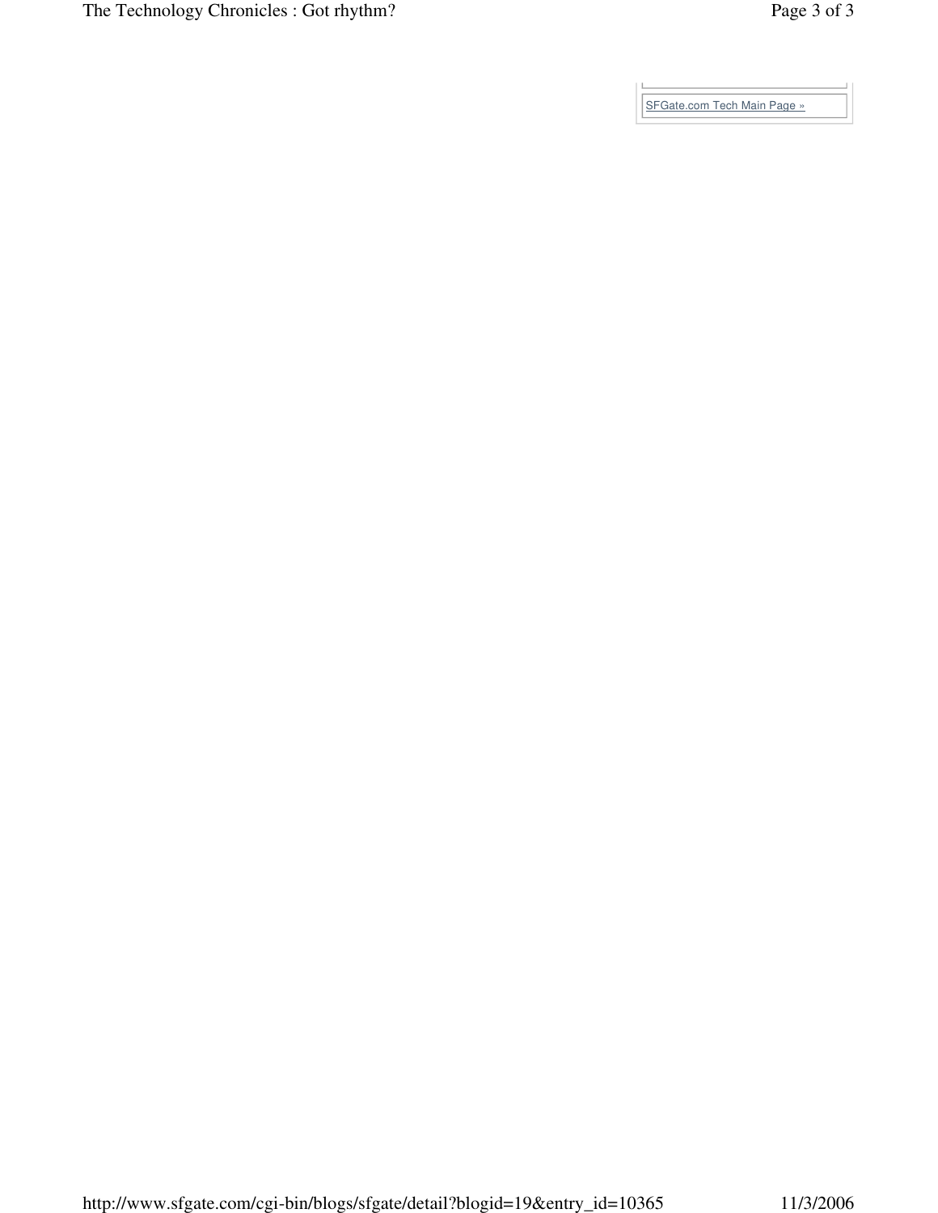SFGate.com Tech Main Page »